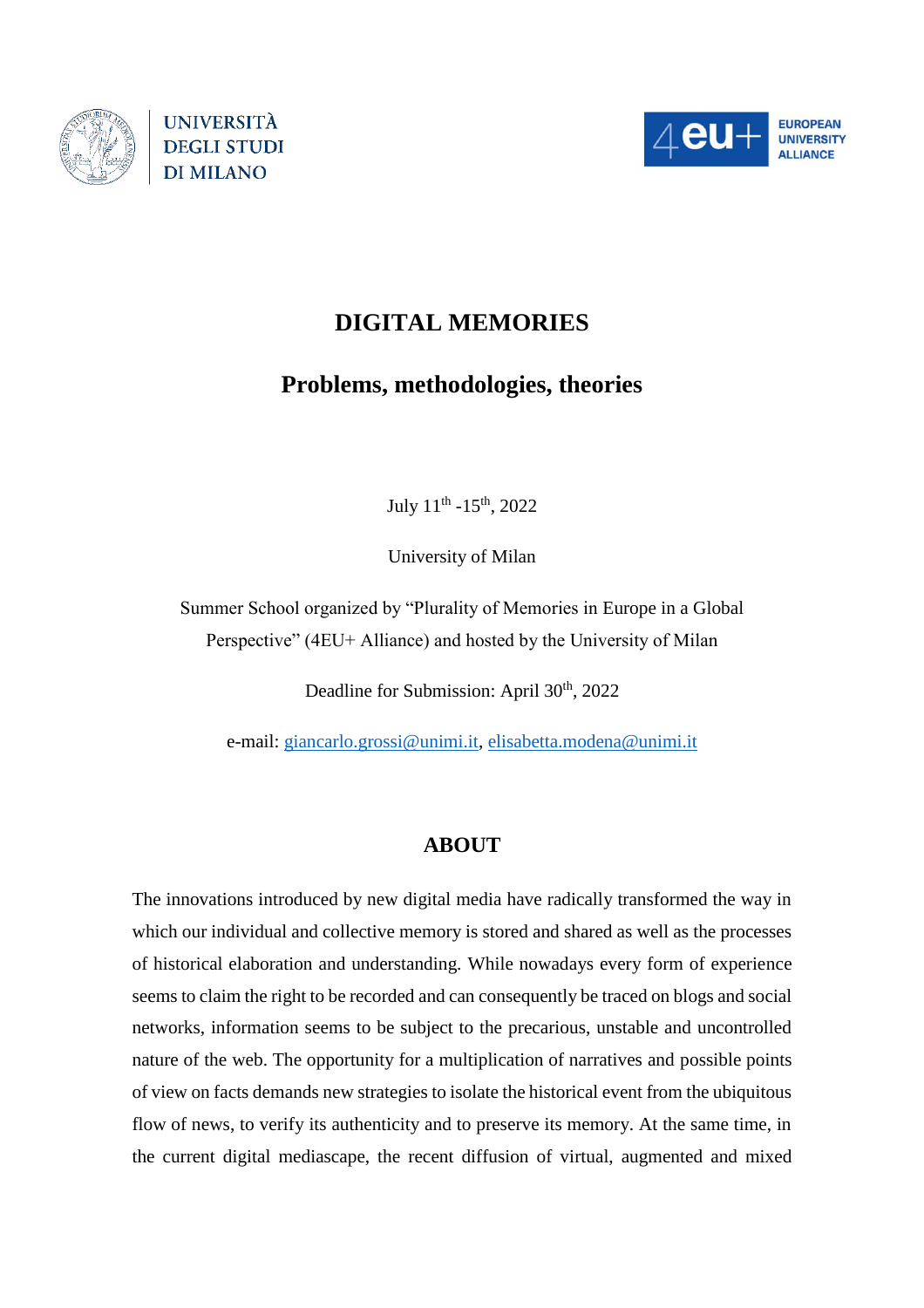UNIVERSITÀ DEGLI STUDI DI MILANO

4eu+ EUROPEAN UNIVERSITY ALLIANCE

# DIGITAL MEMORIES

## Problems, methodologies, theories

July 11th -15th, 2022

University of Milan

Summer School organized by "Plurality of Memories in Europe in a Global Perspective" (4EU+ Alliance) and hosted by the University of Milan

Deadline for Submission: April 30th, 2022

e-mail: giancarlo.grossi@unimi.it, elisabetta.modena@unimi.it

## ABOUT

The innovations introduced by new digital media have radically transformed the way in which our individual and collective memory is stored and shared as well as the processes of historical elaboration and understanding. While nowadays every form of experience seems to claim the right to be recorded and can consequently be traced on blogs and social networks, information seems to be subject to the precarious, unstable and uncontrolled nature of the web. The opportunity for a multiplication of narratives and possible points of view on facts demands new strategies to isolate the historical event from the ubiquitous flow of news, to verify its authenticity and to preserve its memory. At the same time, in the current digital mediascape, the recent diffusion of virtual, augmented and mixed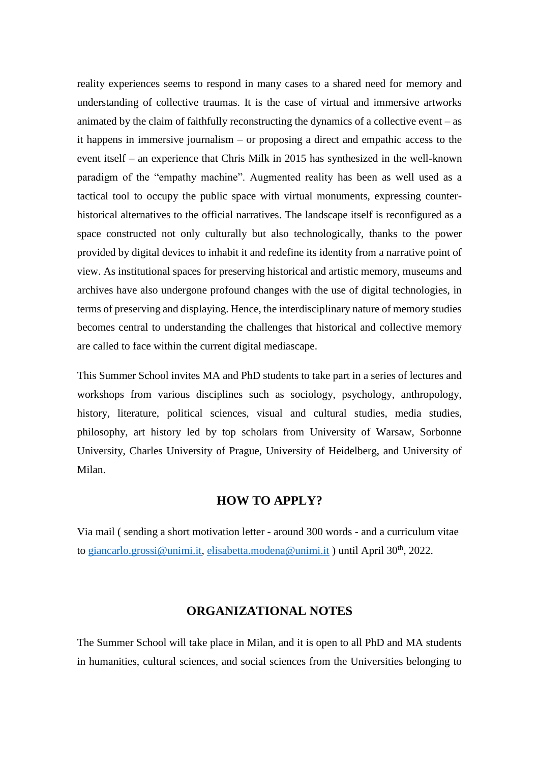reality experiences seems to respond in many cases to a shared need for memory and understanding of collective traumas. It is the case of virtual and immersive artworks animated by the claim of faithfully reconstructing the dynamics of a collective event – as it happens in immersive journalism – or proposing a direct and empathic access to the event itself – an experience that Chris Milk in 2015 has synthesized in the well-known paradigm of the "empathy machine". Augmented reality has been as well used as a tactical tool to occupy the public space with virtual monuments, expressing counter-historical alternatives to the official narratives. The landscape itself is reconfigured as a space constructed not only culturally but also technologically, thanks to the power provided by digital devices to inhabit it and redefine its identity from a narrative point of view. As institutional spaces for preserving historical and artistic memory, museums and archives have also undergone profound changes with the use of digital technologies, in terms of preserving and displaying. Hence, the interdisciplinary nature of memory studies becomes central to understanding the challenges that historical and collective memory are called to face within the current digital mediascape.

This Summer School invites MA and PhD students to take part in a series of lectures and workshops from various disciplines such as sociology, psychology, anthropology, history, literature, political sciences, visual and cultural studies, media studies, philosophy, art history led by top scholars from University of Warsaw, Sorbonne University, Charles University of Prague, University of Heidelberg, and University of Milan.

## HOW TO APPLY?

Via mail ( sending a short motivation letter - around 300 words - and a curriculum vitae to giancarlo.grossi@unimi.it, elisabetta.modena@unimi.it ) until April 30th, 2022.

## ORGANIZATIONAL NOTES

The Summer School will take place in Milan, and it is open to all PhD and MA students in humanities, cultural sciences, and social sciences from the Universities belonging to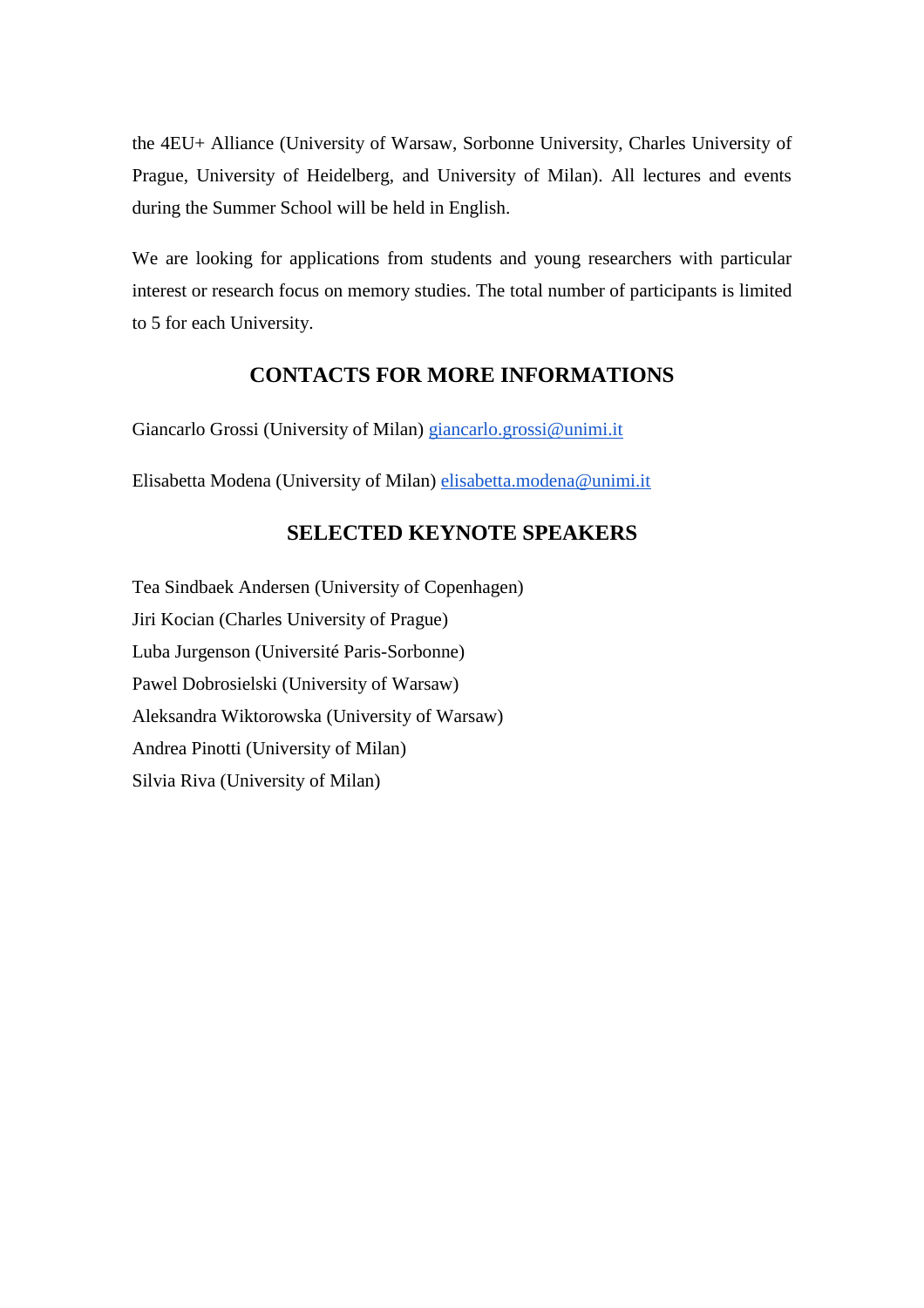the 4EU+ Alliance (University of Warsaw, Sorbonne University, Charles University of Prague, University of Heidelberg, and University of Milan). All lectures and events during the Summer School will be held in English.

We are looking for applications from students and young researchers with particular interest or research focus on memory studies. The total number of participants is limited to 5 for each University.

## CONTACTS FOR MORE INFORMATIONS

Giancarlo Grossi (University of Milan) giancarlo.grossi@unimi.it

Elisabetta Modena (University of Milan) elisabetta.modena@unimi.it

## SELECTED KEYNOTE SPEAKERS

Tea Sindbaek Andersen (University of Copenhagen)
Jiri Kocian (Charles University of Prague)
Luba Jurgenson (Université Paris-Sorbonne)
Pawel Dobrosielski (University of Warsaw)
Aleksandra Wiktorowska (University of Warsaw)
Andrea Pinotti (University of Milan)
Silvia Riva (University of Milan)